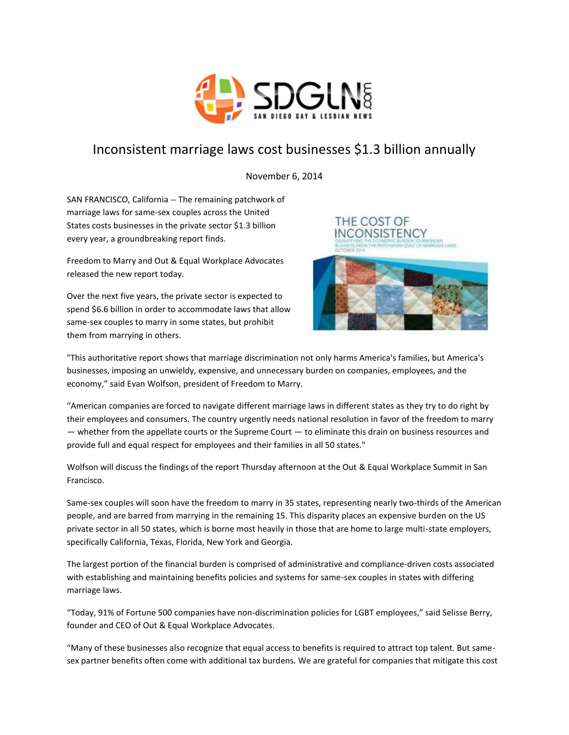# Inconsistent marriage laws cost businesses $1.3 billion annually

November 6, 2014

SAN FRANCISCO, California -- The remaining patchwork of marriage laws for same-sex couples across the United States costs businesses in the private sector $1.3 billion every year, a groundbreaking report finds.

Freedom to Marry and Out & Equal Workplace Advocates released the new report today.

Over the next five years, the private sector is expected to spend $6.6 billion in order to accommodate laws that allow same-sex couples to marry in some states, but prohibit them from marrying in others.

"This authoritative report shows that marriage discrimination not only harms America's families, but America's businesses, imposing an unwieldy, expensive, and unnecessary burden on companies, employees, and the economy," said Evan Wolfson, president of Freedom to Marry.

"American companies are forced to navigate different marriage laws in different states as they try to do right by their employees and consumers. The country urgently needs national resolution in favor of the freedom to marry — whether from the appellate courts or the Supreme Court — to eliminate this drain on business resources and provide full and equal respect for employees and their families in all 50 states."

Wolfson will discuss the findings of the report Thursday afternoon at the Out & Equal Workplace Summit in San Francisco.

Same-sex couples will soon have the freedom to marry in 35 states, representing nearly two-thirds of the American people, and are barred from marrying in the remaining 15. This disparity places an expensive burden on the US private sector in all 50 states, which is borne most heavily in those that are home to large multi-state employers, specifically California, Texas, Florida, New York and Georgia.

The largest portion of the financial burden is comprised of administrative and compliance-driven costs associated with establishing and maintaining benefits policies and systems for same-sex couples in states with differing marriage laws.

"Today, 91% of Fortune 500 companies have non-discrimination policies for LGBT employees," said Selisse Berry, founder and CEO of Out & Equal Workplace Advocates.

"Many of these businesses also recognize that equal access to benefits is required to attract top talent. But same-sex partner benefits often come with additional tax burdens. We are grateful for companies that mitigate this cost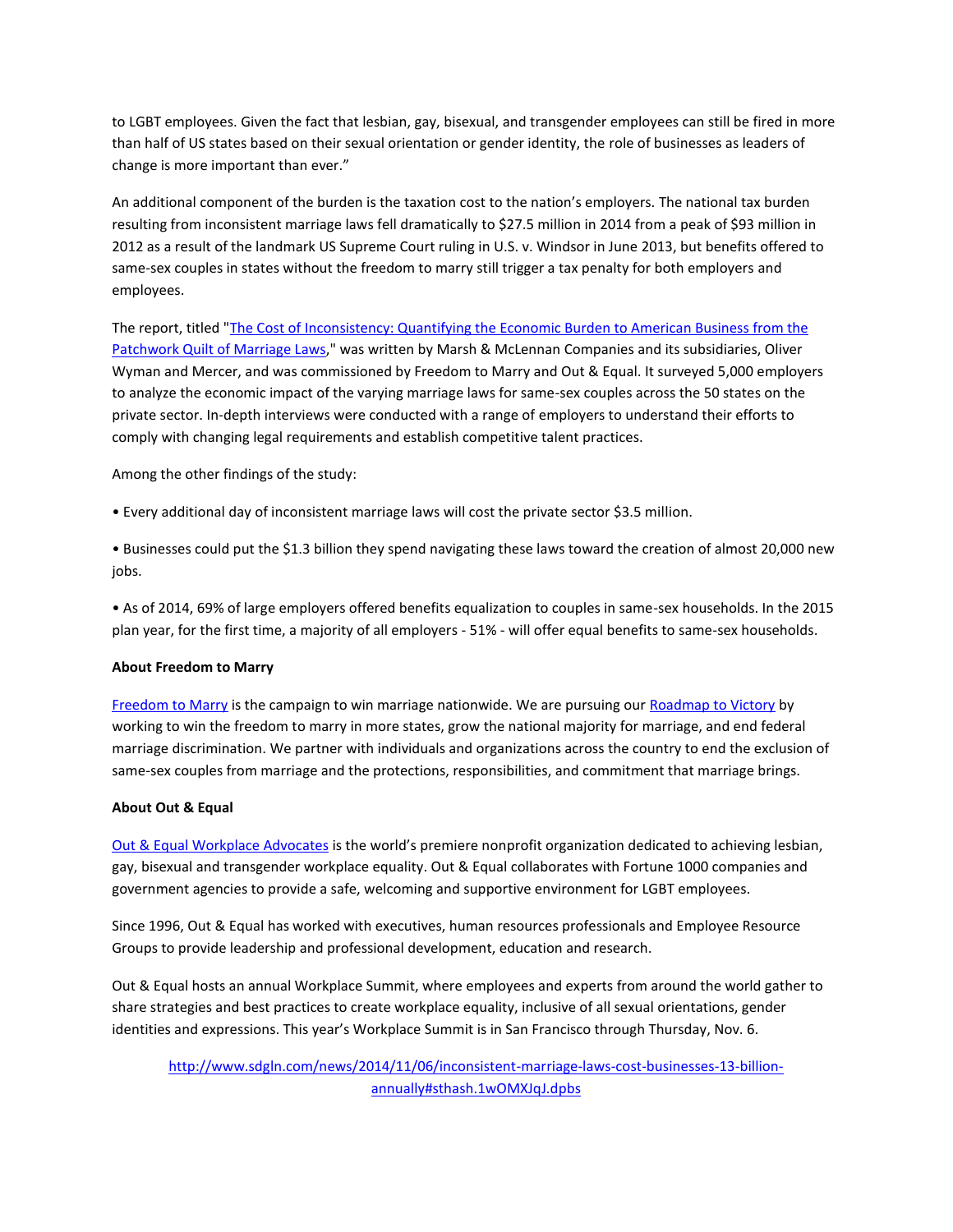to LGBT employees. Given the fact that lesbian, gay, bisexual, and transgender employees can still be fired in more than half of US states based on their sexual orientation or gender identity, the role of businesses as leaders of change is more important than ever."

An additional component of the burden is the taxation cost to the nation's employers. The national tax burden resulting from inconsistent marriage laws fell dramatically to $27.5 million in 2014 from a peak of $93 million in 2012 as a result of the landmark US Supreme Court ruling in U.S. v. Windsor in June 2013, but benefits offered to same-sex couples in states without the freedom to marry still trigger a tax penalty for both employers and employees.

The report, titled "[The Cost of Inconsistency: Quantifying the Economic Burden to American Business from the Patchwork Quilt of Marriage Laws](#)," was written by Marsh & McLennan Companies and its subsidiaries, Oliver Wyman and Mercer, and was commissioned by Freedom to Marry and Out & Equal. It surveyed 5,000 employers to analyze the economic impact of the varying marriage laws for same-sex couples across the 50 states on the private sector. In-depth interviews were conducted with a range of employers to understand their efforts to comply with changing legal requirements and establish competitive talent practices.

Among the other findings of the study:

• Every additional day of inconsistent marriage laws will cost the private sector $3.5 million.

• Businesses could put the $1.3 billion they spend navigating these laws toward the creation of almost 20,000 new jobs.

• As of 2014, 69% of large employers offered benefits equalization to couples in same-sex households. In the 2015 plan year, for the first time, a majority of all employers - 51% - will offer equal benefits to same-sex households.

**About Freedom to Marry**

[Freedom to Marry](#) is the campaign to win marriage nationwide. We are pursuing our [Roadmap to Victory](#) by working to win the freedom to marry in more states, grow the national majority for marriage, and end federal marriage discrimination. We partner with individuals and organizations across the country to end the exclusion of same-sex couples from marriage and the protections, responsibilities, and commitment that marriage brings.

**About Out & Equal**

[Out & Equal Workplace Advocates](#) is the world's premiere nonprofit organization dedicated to achieving lesbian, gay, bisexual and transgender workplace equality. Out & Equal collaborates with Fortune 1000 companies and government agencies to provide a safe, welcoming and supportive environment for LGBT employees.

Since 1996, Out & Equal has worked with executives, human resources professionals and Employee Resource Groups to provide leadership and professional development, education and research.

Out & Equal hosts an annual Workplace Summit, where employees and experts from around the world gather to share strategies and best practices to create workplace equality, inclusive of all sexual orientations, gender identities and expressions. This year's Workplace Summit is in San Francisco through Thursday, Nov. 6.

http://www.sdgln.com/news/2014/11/06/inconsistent-marriage-laws-cost-businesses-13-billion-annually#sthash.1wOMXJqJ.dpbs